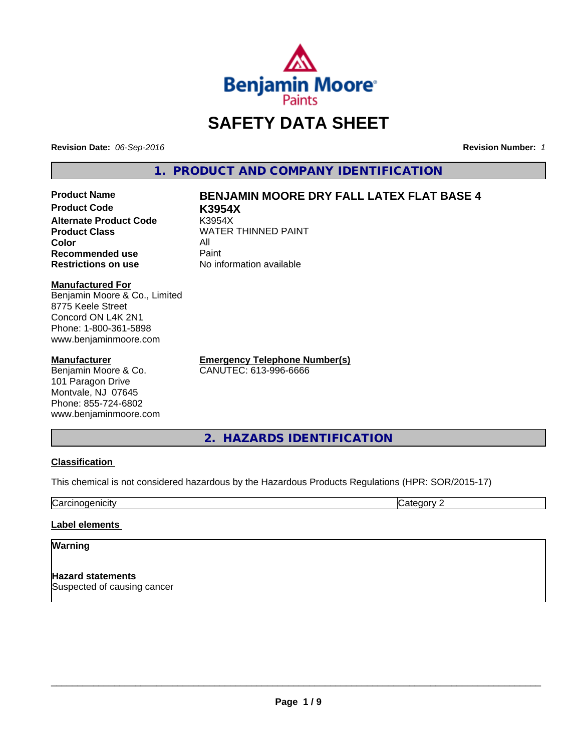Benjamin Moore Paints

# SAFETY DATA SHEET

**Revision Date:** *06-Sep-2016* **Revision Number:** *1*

## 1. PRODUCT AND COMPANY IDENTIFICATION

| | |
|---|---|
| **Product Name** | **BENJAMIN MOORE DRY FALL LATEX FLAT BASE 4** |
| **Product Code** | **K3954X** |
| **Alternate Product Code** | K3954X |
| **Product Class** | WATER THINNED PAINT |
| **Color** | All |
| **Recommended use** | Paint |
| **Restrictions on use** | No information available |

**Manufactured For**
Benjamin Moore & Co., Limited
8775 Keele Street
Concord ON L4K 2N1
Phone: 1-800-361-5898
www.benjaminmoore.com

**Manufacturer**
Benjamin Moore & Co.
101 Paragon Drive
Montvale, NJ 07645
Phone: 855-724-6802
www.benjaminmoore.com

**Emergency Telephone Number(s)**
CANUTEC: 613-996-6666

## 2. HAZARDS IDENTIFICATION

**Classification**

This chemical is not considered hazardous by the Hazardous Products Regulations (HPR: SOR/2015-17)

| | |
|---|---|
| Carcinogenicity | Category 2 |

**Label elements**

**Warning**

**Hazard statements**
Suspected of causing cancer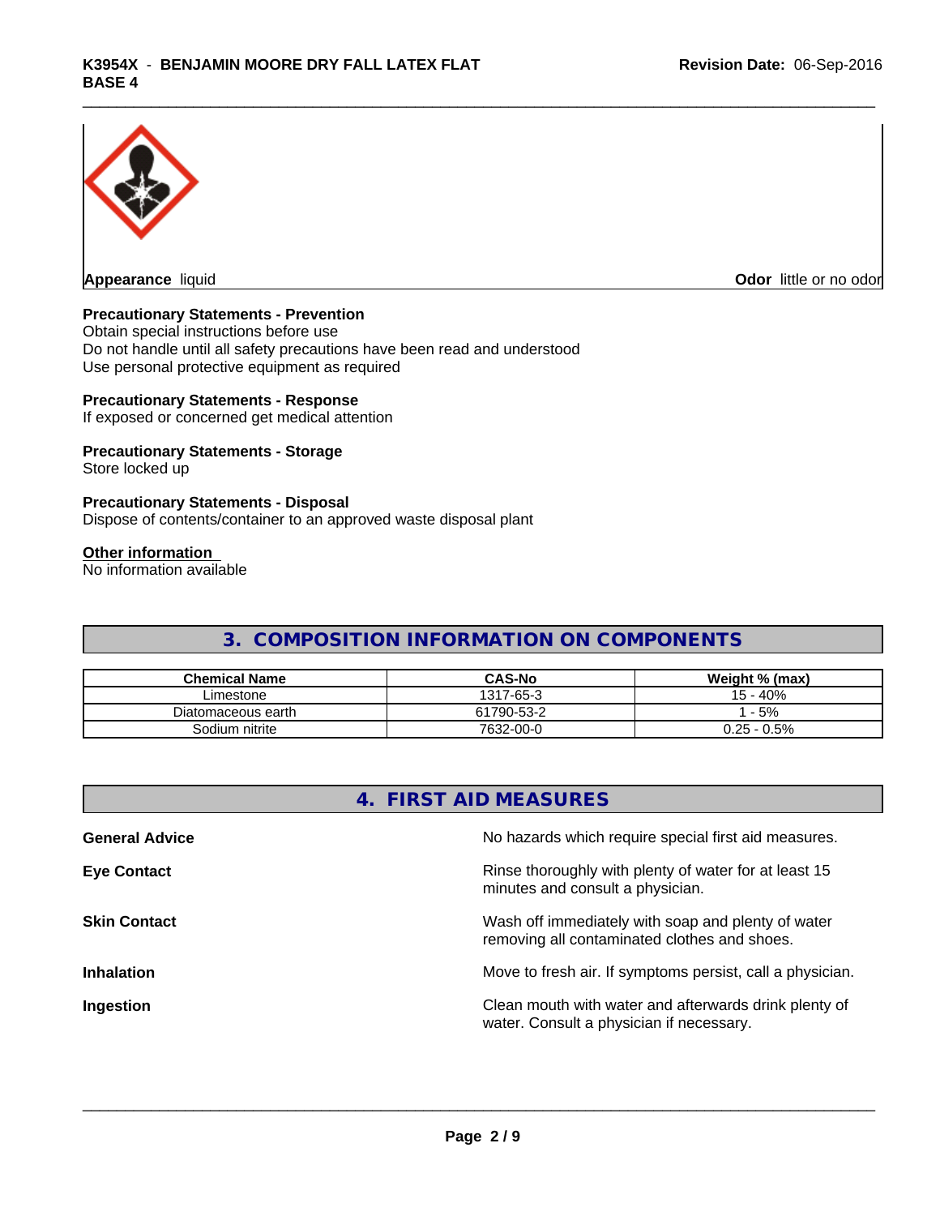**Appearance** liquid

**Odor** little or no odor

**Precautionary Statements - Prevention**
Obtain special instructions before use
Do not handle until all safety precautions have been read and understood
Use personal protective equipment as required

**Precautionary Statements - Response**
If exposed or concerned get medical attention

**Precautionary Statements - Storage**
Store locked up

**Precautionary Statements - Disposal**
Dispose of contents/container to an approved waste disposal plant

**Other information**
No information available

## 3. COMPOSITION INFORMATION ON COMPONENTS

| Chemical Name | CAS-No | Weight % (max) |
|---|---|---|
| Limestone | 1317-65-3 | 15 - 40% |
| Diatomaceous earth | 61790-53-2 | 1 - 5% |
| Sodium nitrite | 7632-00-0 | 0.25 - 0.5% |

## 4. FIRST AID MEASURES

**General Advice** No hazards which require special first aid measures.

**Eye Contact** Rinse thoroughly with plenty of water for at least 15 minutes and consult a physician.

**Skin Contact** Wash off immediately with soap and plenty of water removing all contaminated clothes and shoes.

**Inhalation** Move to fresh air. If symptoms persist, call a physician.

**Ingestion** Clean mouth with water and afterwards drink plenty of water. Consult a physician if necessary.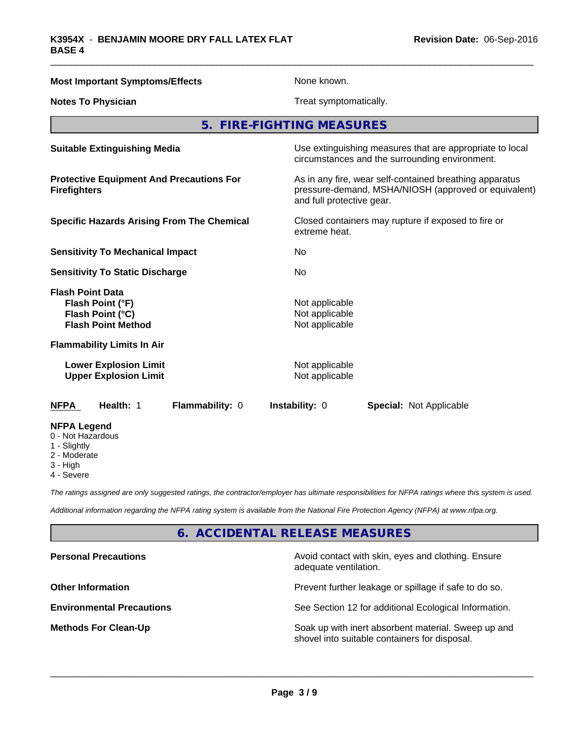**Most Important Symptoms/Effects** None known.

**Notes To Physician** Treat symptomatically.

## 5. FIRE-FIGHTING MEASURES

| | |
|---|---|
| **Suitable Extinguishing Media** | Use extinguishing measures that are appropriate to local circumstances and the surrounding environment. |
| **Protective Equipment And Precautions For Firefighters** | As in any fire, wear self-contained breathing apparatus pressure-demand, MSHA/NIOSH (approved or equivalent) and full protective gear. |
| **Specific Hazards Arising From The Chemical** | Closed containers may rupture if exposed to fire or extreme heat. |
| **Sensitivity To Mechanical Impact** | No |
| **Sensitivity To Static Discharge** | No |
| **Flash Point Data** | |
| **Flash Point (°F)** | Not applicable |
| **Flash Point (°C)** | Not applicable |
| **Flash Point Method** | Not applicable |
| **Flammability Limits In Air** | |
| **Lower Explosion Limit** | Not applicable |
| **Upper Explosion Limit** | Not applicable |

**NFPA** **Health:** 1 **Flammability:** 0 **Instability:** 0 **Special:** Not Applicable

**NFPA Legend**
- 0 - Not Hazardous
- 1 - Slightly
- 2 - Moderate
- 3 - High
- 4 - Severe

*The ratings assigned are only suggested ratings, the contractor/employer has ultimate responsibilities for NFPA ratings where this system is used.*

*Additional information regarding the NFPA rating system is available from the National Fire Protection Agency (NFPA) at www.nfpa.org.*

## 6. ACCIDENTAL RELEASE MEASURES

| | |
|---|---|
| **Personal Precautions** | Avoid contact with skin, eyes and clothing. Ensure adequate ventilation. |
| **Other Information** | Prevent further leakage or spillage if safe to do so. |
| **Environmental Precautions** | See Section 12 for additional Ecological Information. |
| **Methods For Clean-Up** | Soak up with inert absorbent material. Sweep up and shovel into suitable containers for disposal. |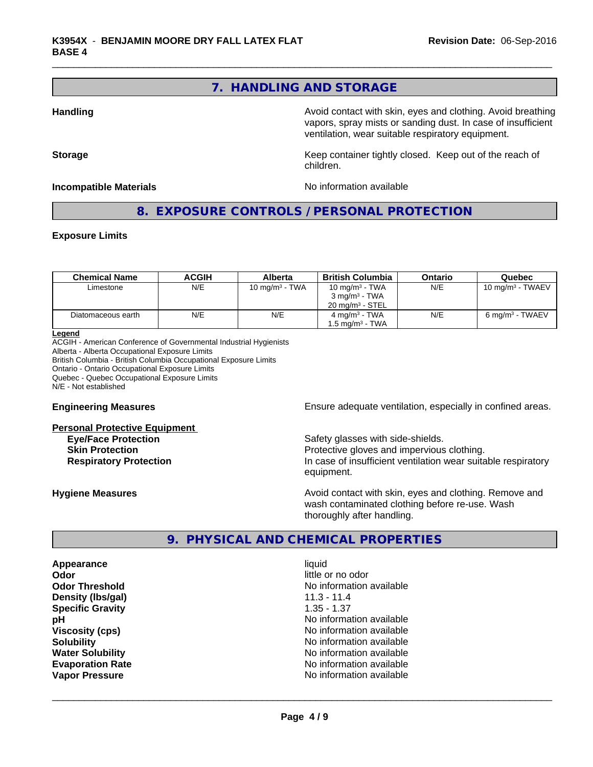## 7. HANDLING AND STORAGE

**Handling** Avoid contact with skin, eyes and clothing. Avoid breathing vapors, spray mists or sanding dust. In case of insufficient ventilation, wear suitable respiratory equipment.

**Storage** Keep container tightly closed. Keep out of the reach of children.

**Incompatible Materials** No information available

## 8. EXPOSURE CONTROLS / PERSONAL PROTECTION

**Exposure Limits**

| Chemical Name | ACGIH | Alberta | British Columbia | Ontario | Quebec |
|---|---|---|---|---|---|
| Limestone | N/E | 10 mg/m³ - TWA | 10 mg/m³ - TWA<br>3 mg/m³ - TWA<br>20 mg/m³ - STEL | N/E | 10 mg/m³ - TWAEV |
| Diatomaceous earth | N/E | N/E | 4 mg/m³ - TWA<br>1.5 mg/m³ - TWA | N/E | 6 mg/m³ - TWAEV |

**Legend**
ACGIH - American Conference of Governmental Industrial Hygienists
Alberta - Alberta Occupational Exposure Limits
British Columbia - British Columbia Occupational Exposure Limits
Ontario - Ontario Occupational Exposure Limits
Quebec - Quebec Occupational Exposure Limits
N/E - Not established

**Engineering Measures** Ensure adequate ventilation, especially in confined areas.

**Personal Protective Equipment**

**Eye/Face Protection** Safety glasses with side-shields.
**Skin Protection** Protective gloves and impervious clothing.
**Respiratory Protection** In case of insufficient ventilation wear suitable respiratory equipment.

**Hygiene Measures** Avoid contact with skin, eyes and clothing. Remove and wash contaminated clothing before re-use. Wash thoroughly after handling.

## 9. PHYSICAL AND CHEMICAL PROPERTIES

**Appearance** liquid
**Odor** little or no odor
**Odor Threshold** No information available
**Density (lbs/gal)** 11.3 - 11.4
**Specific Gravity** 1.35 - 1.37
**pH** No information available
**Viscosity (cps)** No information available
**Solubility** No information available
**Water Solubility** No information available
**Evaporation Rate** No information available
**Vapor Pressure** No information available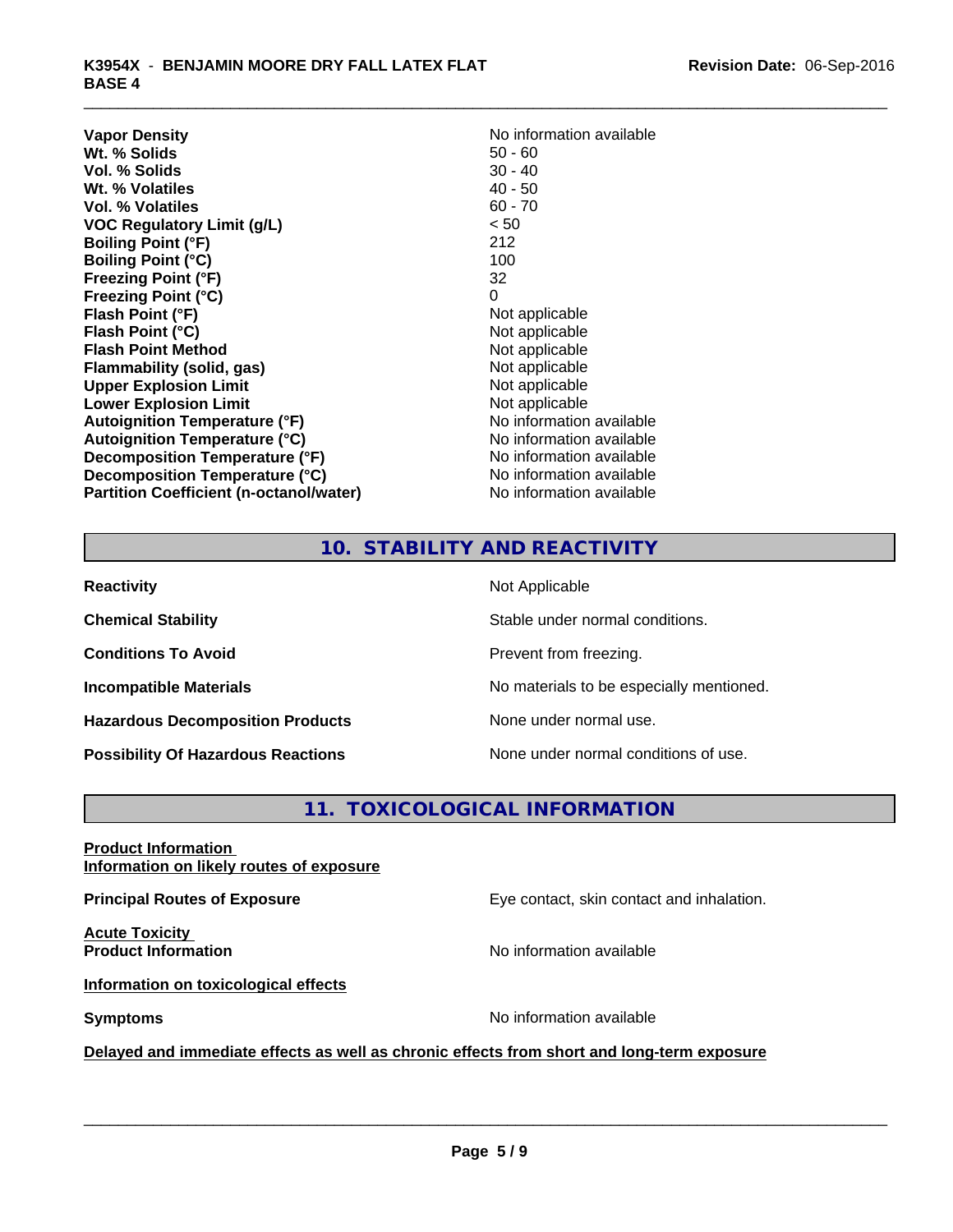| | |
|---|---|
| **Vapor Density** | No information available |
| **Wt. % Solids** | 50 - 60 |
| **Vol. % Solids** | 30 - 40 |
| **Wt. % Volatiles** | 40 - 50 |
| **Vol. % Volatiles** | 60 - 70 |
| **VOC Regulatory Limit (g/L)** | < 50 |
| **Boiling Point (°F)** | 212 |
| **Boiling Point (°C)** | 100 |
| **Freezing Point (°F)** | 32 |
| **Freezing Point (°C)** | 0 |
| **Flash Point (°F)** | Not applicable |
| **Flash Point (°C)** | Not applicable |
| **Flash Point Method** | Not applicable |
| **Flammability (solid, gas)** | Not applicable |
| **Upper Explosion Limit** | Not applicable |
| **Lower Explosion Limit** | Not applicable |
| **Autoignition Temperature (°F)** | No information available |
| **Autoignition Temperature (°C)** | No information available |
| **Decomposition Temperature (°F)** | No information available |
| **Decomposition Temperature (°C)** | No information available |
| **Partition Coefficient (n-octanol/water)** | No information available |

## 10. STABILITY AND REACTIVITY

| | |
|---|---|
| **Reactivity** | Not Applicable |
| **Chemical Stability** | Stable under normal conditions. |
| **Conditions To Avoid** | Prevent from freezing. |
| **Incompatible Materials** | No materials to be especially mentioned. |
| **Hazardous Decomposition Products** | None under normal use. |
| **Possibility Of Hazardous Reactions** | None under normal conditions of use. |

## 11. TOXICOLOGICAL INFORMATION

**Product Information**
**Information on likely routes of exposure**

**Principal Routes of Exposure** — Eye contact, skin contact and inhalation.

**Acute Toxicity**
**Product Information** — No information available

**Information on toxicological effects**

**Symptoms** — No information available

**Delayed and immediate effects as well as chronic effects from short and long-term exposure**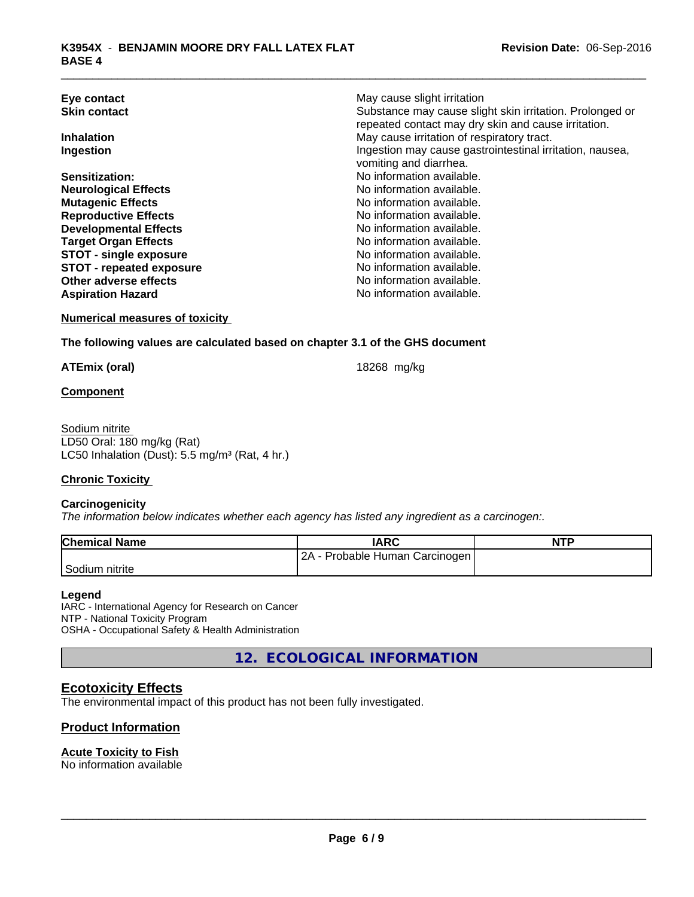| | |
|---|---|
| **Eye contact** | May cause slight irritation |
| **Skin contact** | Substance may cause slight skin irritation. Prolonged or repeated contact may dry skin and cause irritation. |
| **Inhalation** | May cause irritation of respiratory tract. |
| **Ingestion** | Ingestion may cause gastrointestinal irritation, nausea, vomiting and diarrhea. |
| **Sensitization:** | No information available. |
| **Neurological Effects** | No information available. |
| **Mutagenic Effects** | No information available. |
| **Reproductive Effects** | No information available. |
| **Developmental Effects** | No information available. |
| **Target Organ Effects** | No information available. |
| **STOT - single exposure** | No information available. |
| **STOT - repeated exposure** | No information available. |
| **Other adverse effects** | No information available. |
| **Aspiration Hazard** | No information available. |

**Numerical measures of toxicity**

**The following values are calculated based on chapter 3.1 of the GHS document**

**ATEmix (oral)** 18268 mg/kg

**Component**

Sodium nitrite
LD50 Oral: 180 mg/kg (Rat)
LC50 Inhalation (Dust): 5.5 mg/m³ (Rat, 4 hr.)

**Chronic Toxicity**

**Carcinogenicity**
*The information below indicates whether each agency has listed any ingredient as a carcinogen:.*

| Chemical Name | IARC | NTP |
|---|---|---|
| Sodium nitrite | 2A - Probable Human Carcinogen | |

**Legend**
IARC - International Agency for Research on Cancer
NTP - National Toxicity Program
OSHA - Occupational Safety & Health Administration

## 12. ECOLOGICAL INFORMATION

### Ecotoxicity Effects
The environmental impact of this product has not been fully investigated.

### Product Information

**Acute Toxicity to Fish**
No information available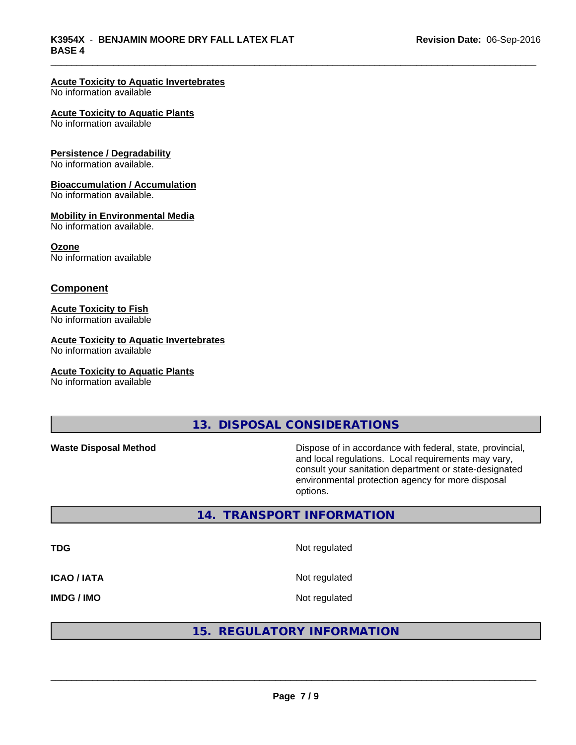**Acute Toxicity to Aquatic Invertebrates**
No information available

**Acute Toxicity to Aquatic Plants**
No information available

**Persistence / Degradability**
No information available.

**Bioaccumulation / Accumulation**
No information available.

**Mobility in Environmental Media**
No information available.

**Ozone**
No information available

### Component

**Acute Toxicity to Fish**
No information available

**Acute Toxicity to Aquatic Invertebrates**
No information available

**Acute Toxicity to Aquatic Plants**
No information available

## 13. DISPOSAL CONSIDERATIONS

| | |
|---|---|
| **Waste Disposal Method** | Dispose of in accordance with federal, state, provincial, and local regulations. Local requirements may vary, consult your sanitation department or state-designated environmental protection agency for more disposal options. |

## 14. TRANSPORT INFORMATION

| | |
|---|---|
| **TDG** | Not regulated |
| **ICAO / IATA** | Not regulated |
| **IMDG / IMO** | Not regulated |

## 15. REGULATORY INFORMATION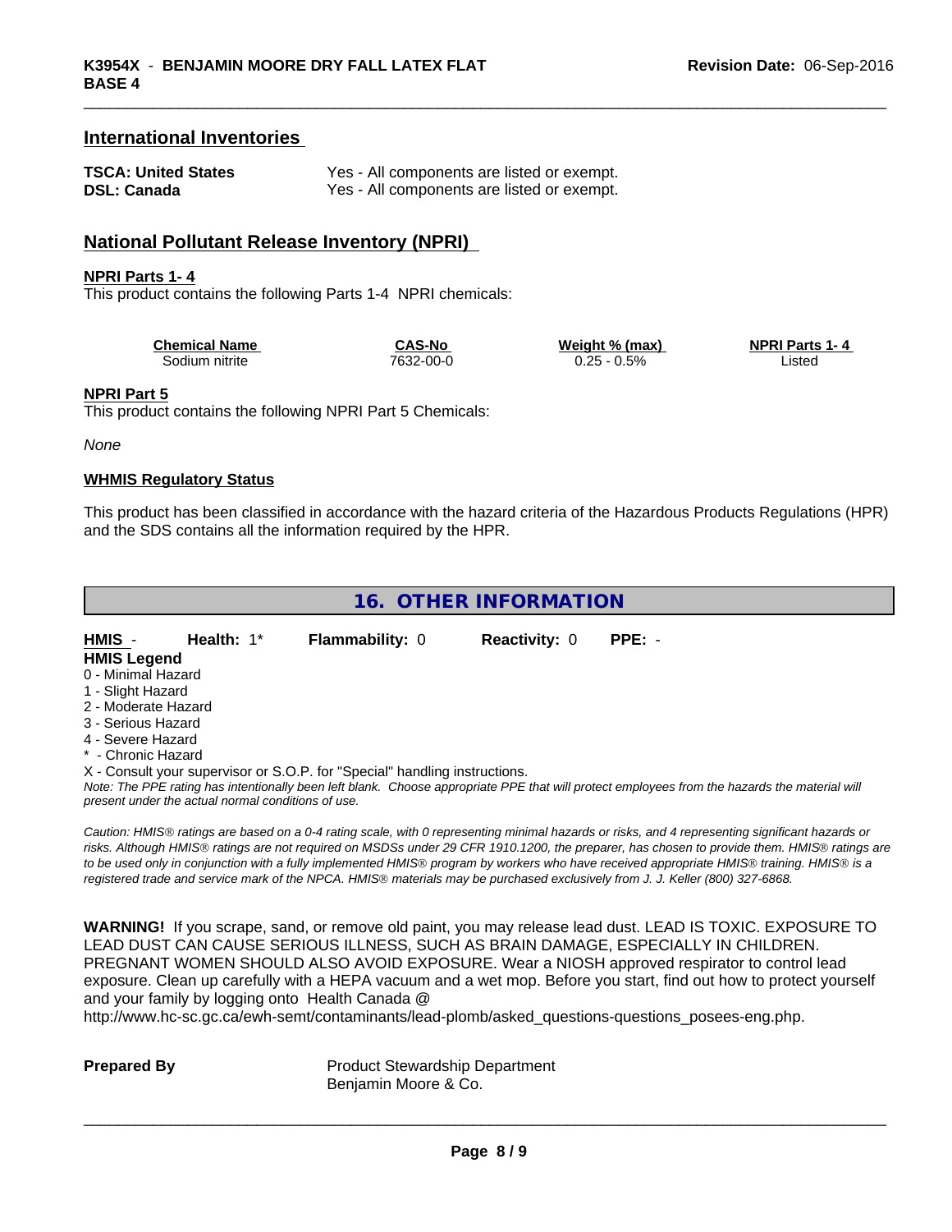## International Inventories

| | |
|---|---|
| **TSCA: United States** | Yes - All components are listed or exempt. |
| **DSL: Canada** | Yes - All components are listed or exempt. |

## National Pollutant Release Inventory (NPRI)

**NPRI Parts 1- 4**

This product contains the following Parts 1-4 NPRI chemicals:

| Chemical Name | CAS-No | Weight % (max) | NPRI Parts 1- 4 |
|---|---|---|---|
| Sodium nitrite | 7632-00-0 | 0.25 - 0.5% | Listed |

**NPRI Part 5**

This product contains the following NPRI Part 5 Chemicals:

*None*

**WHMIS Regulatory Status**

This product has been classified in accordance with the hazard criteria of the Hazardous Products Regulations (HPR) and the SDS contains all the information required by the HPR.

## 16. OTHER INFORMATION

**HMIS** - **Health:** 1* **Flammability:** 0 **Reactivity:** 0 **PPE:** -

**HMIS Legend**

0 - Minimal Hazard
1 - Slight Hazard
2 - Moderate Hazard
3 - Serious Hazard
4 - Severe Hazard
* - Chronic Hazard
X - Consult your supervisor or S.O.P. for "Special" handling instructions.

*Note: The PPE rating has intentionally been left blank. Choose appropriate PPE that will protect employees from the hazards the material will present under the actual normal conditions of use.*

*Caution: HMIS® ratings are based on a 0-4 rating scale, with 0 representing minimal hazards or risks, and 4 representing significant hazards or risks. Although HMIS® ratings are not required on MSDSs under 29 CFR 1910.1200, the preparer, has chosen to provide them. HMIS® ratings are to be used only in conjunction with a fully implemented HMIS® program by workers who have received appropriate HMIS® training. HMIS® is a registered trade and service mark of the NPCA. HMIS® materials may be purchased exclusively from J. J. Keller (800) 327-6868.*

**WARNING!** If you scrape, sand, or remove old paint, you may release lead dust. LEAD IS TOXIC. EXPOSURE TO LEAD DUST CAN CAUSE SERIOUS ILLNESS, SUCH AS BRAIN DAMAGE, ESPECIALLY IN CHILDREN. PREGNANT WOMEN SHOULD ALSO AVOID EXPOSURE. Wear a NIOSH approved respirator to control lead exposure. Clean up carefully with a HEPA vacuum and a wet mop. Before you start, find out how to protect yourself and your family by logging onto Health Canada @ http://www.hc-sc.gc.ca/ewh-semt/contaminants/lead-plomb/asked_questions-questions_posees-eng.php.

**Prepared By** Product Stewardship Department
Benjamin Moore & Co.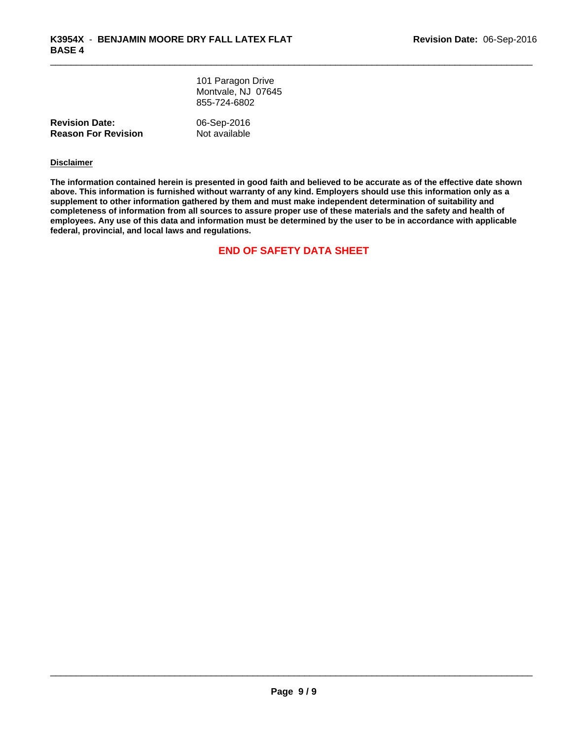101 Paragon Drive
Montvale, NJ 07645
855-724-6802

| | |
|---|---|
| **Revision Date:** | 06-Sep-2016 |
| **Reason For Revision** | Not available |

**Disclaimer**

**The information contained herein is presented in good faith and believed to be accurate as of the effective date shown above. This information is furnished without warranty of any kind. Employers should use this information only as a supplement to other information gathered by them and must make independent determination of suitability and completeness of information from all sources to assure proper use of these materials and the safety and health of employees. Any use of this data and information must be determined by the user to be in accordance with applicable federal, provincial, and local laws and regulations.**

**END OF SAFETY DATA SHEET**